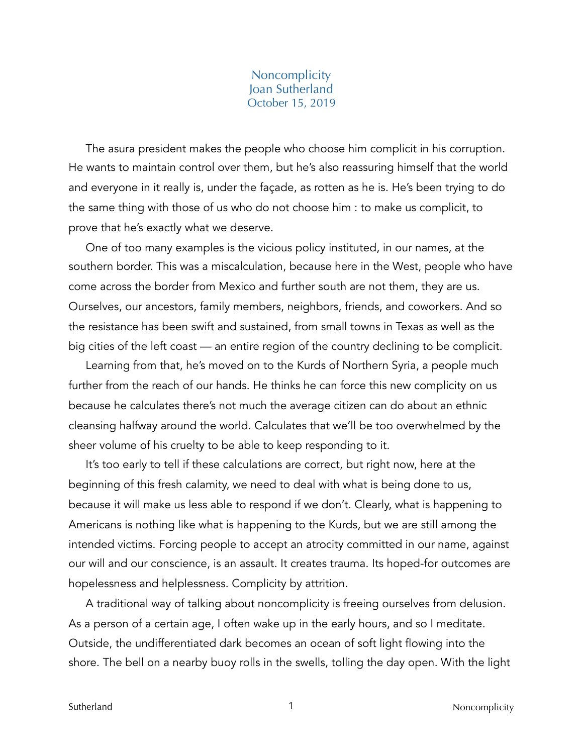# Noncomplicity

Joan Sutherland

October 15, 2019

The asura president makes the people who choose him complicit in his corruption. He wants to maintain control over them, but he's also reassuring himself that the world and everyone in it really is, under the façade, as rotten as he is. He's been trying to do the same thing with those of us who do not choose him : to make us complicit, to prove that he's exactly what we deserve.

One of too many examples is the vicious policy instituted, in our names, at the southern border. This was a miscalculation, because here in the West, people who have come across the border from Mexico and further south are not them, they are us. Ourselves, our ancestors, family members, neighbors, friends, and coworkers. And so the resistance has been swift and sustained, from small towns in Texas as well as the big cities of the left coast — an entire region of the country declining to be complicit.

Learning from that, he's moved on to the Kurds of Northern Syria, a people much further from the reach of our hands. He thinks he can force this new complicity on us because he calculates there's not much the average citizen can do about an ethnic cleansing halfway around the world. Calculates that we'll be too overwhelmed by the sheer volume of his cruelty to be able to keep responding to it.

It's too early to tell if these calculations are correct, but right now, here at the beginning of this fresh calamity, we need to deal with what is being done to us, because it will make us less able to respond if we don't. Clearly, what is happening to Americans is nothing like what is happening to the Kurds, but we are still among the intended victims. Forcing people to accept an atrocity committed in our name, against our will and our conscience, is an assault. It creates trauma. Its hoped-for outcomes are hopelessness and helplessness. Complicity by attrition.

A traditional way of talking about noncomplicity is freeing ourselves from delusion. As a person of a certain age, I often wake up in the early hours, and so I meditate. Outside, the undifferentiated dark becomes an ocean of soft light flowing into the shore. The bell on a nearby buoy rolls in the swells, tolling the day open. With the light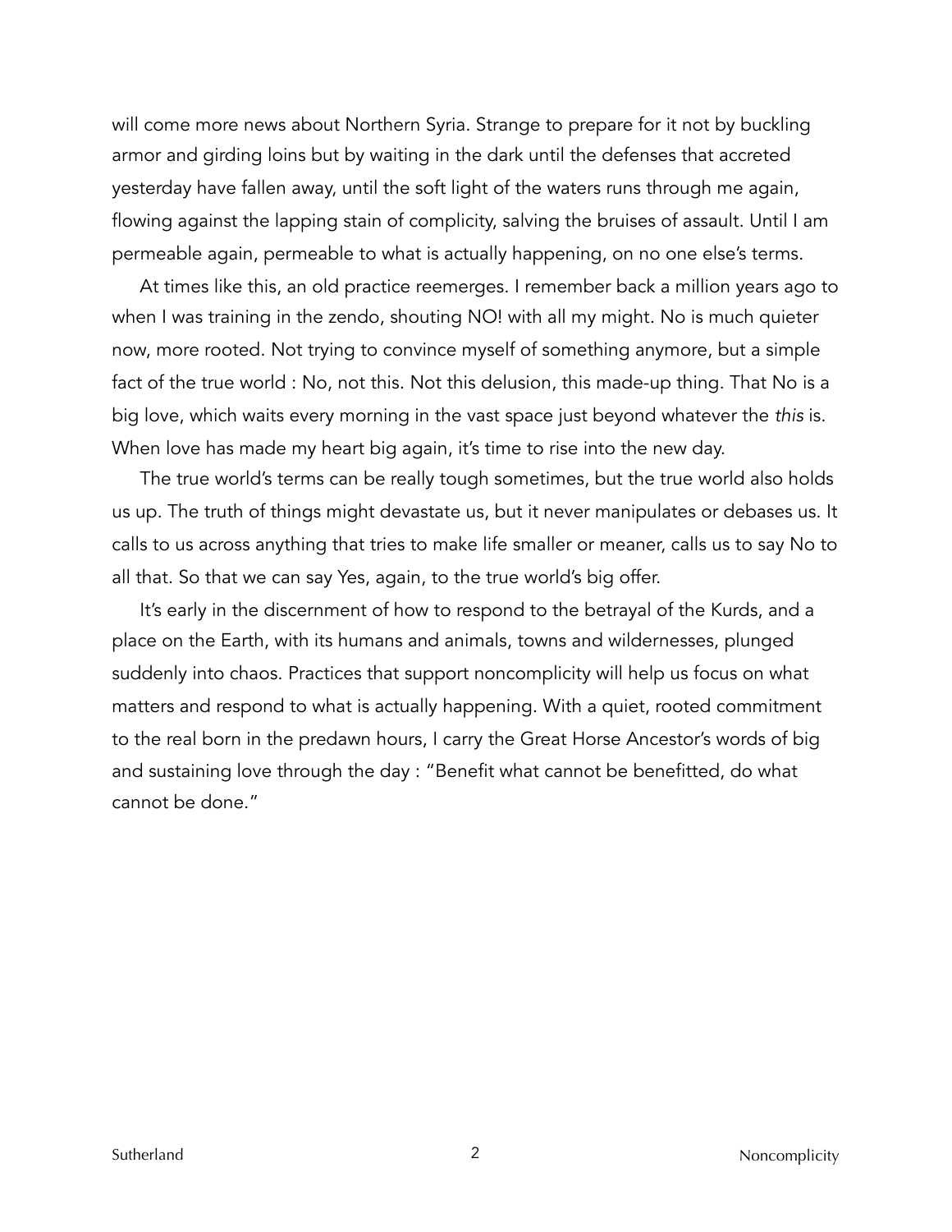will come more news about Northern Syria. Strange to prepare for it not by buckling armor and girding loins but by waiting in the dark until the defenses that accreted yesterday have fallen away, until the soft light of the waters runs through me again, flowing against the lapping stain of complicity, salving the bruises of assault. Until I am permeable again, permeable to what is actually happening, on no one else's terms.

At times like this, an old practice reemerges. I remember back a million years ago to when I was training in the zendo, shouting NO! with all my might. No is much quieter now, more rooted. Not trying to convince myself of something anymore, but a simple fact of the true world : No, not this. Not this delusion, this made-up thing. That No is a big love, which waits every morning in the vast space just beyond whatever the *this* is. When love has made my heart big again, it's time to rise into the new day.

The true world's terms can be really tough sometimes, but the true world also holds us up. The truth of things might devastate us, but it never manipulates or debases us. It calls to us across anything that tries to make life smaller or meaner, calls us to say No to all that. So that we can say Yes, again, to the true world's big offer.

It's early in the discernment of how to respond to the betrayal of the Kurds, and a place on the Earth, with its humans and animals, towns and wildernesses, plunged suddenly into chaos. Practices that support noncomplicity will help us focus on what matters and respond to what is actually happening. With a quiet, rooted commitment to the real born in the predawn hours, I carry the Great Horse Ancestor's words of big and sustaining love through the day : "Benefit what cannot be benefitted, do what cannot be done."